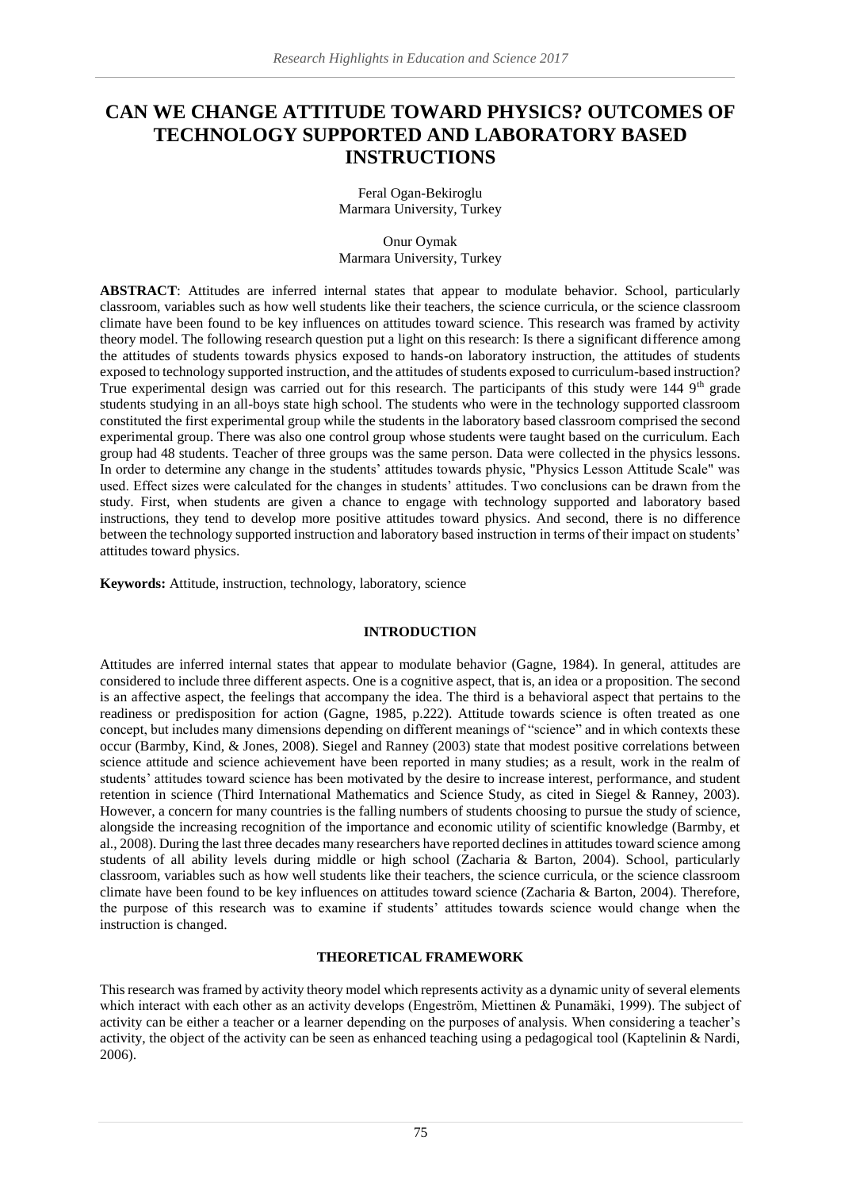# CAN WE CHANGE ATTITUDE TOWARD PHYSICS? OUTCOMES OF TECHNOLOGY SUPPORTED AND LABORATORY BASED INSTRUCTIONS

Feral Ogan-Bekiroglu
Marmara University, Turkey

Onur Oymak
Marmara University, Turkey

**ABSTRACT**: Attitudes are inferred internal states that appear to modulate behavior. School, particularly classroom, variables such as how well students like their teachers, the science curricula, or the science classroom climate have been found to be key influences on attitudes toward science. This research was framed by activity theory model. The following research question put a light on this research: Is there a significant difference among the attitudes of students towards physics exposed to hands-on laboratory instruction, the attitudes of students exposed to technology supported instruction, and the attitudes of students exposed to curriculum-based instruction? True experimental design was carried out for this research. The participants of this study were 144 9th grade students studying in an all-boys state high school. The students who were in the technology supported classroom constituted the first experimental group while the students in the laboratory based classroom comprised the second experimental group. There was also one control group whose students were taught based on the curriculum. Each group had 48 students. Teacher of three groups was the same person. Data were collected in the physics lessons. In order to determine any change in the students' attitudes towards physic, "Physics Lesson Attitude Scale" was used. Effect sizes were calculated for the changes in students' attitudes. Two conclusions can be drawn from the study. First, when students are given a chance to engage with technology supported and laboratory based instructions, they tend to develop more positive attitudes toward physics. And second, there is no difference between the technology supported instruction and laboratory based instruction in terms of their impact on students' attitudes toward physics.

**Keywords:** Attitude, instruction, technology, laboratory, science

## INTRODUCTION

Attitudes are inferred internal states that appear to modulate behavior (Gagne, 1984). In general, attitudes are considered to include three different aspects. One is a cognitive aspect, that is, an idea or a proposition. The second is an affective aspect, the feelings that accompany the idea. The third is a behavioral aspect that pertains to the readiness or predisposition for action (Gagne, 1985, p.222). Attitude towards science is often treated as one concept, but includes many dimensions depending on different meanings of "science" and in which contexts these occur (Barmby, Kind, & Jones, 2008). Siegel and Ranney (2003) state that modest positive correlations between science attitude and science achievement have been reported in many studies; as a result, work in the realm of students' attitudes toward science has been motivated by the desire to increase interest, performance, and student retention in science (Third International Mathematics and Science Study, as cited in Siegel & Ranney, 2003). However, a concern for many countries is the falling numbers of students choosing to pursue the study of science, alongside the increasing recognition of the importance and economic utility of scientific knowledge (Barmby, et al., 2008). During the last three decades many researchers have reported declines in attitudes toward science among students of all ability levels during middle or high school (Zacharia & Barton, 2004). School, particularly classroom, variables such as how well students like their teachers, the science curricula, or the science classroom climate have been found to be key influences on attitudes toward science (Zacharia & Barton, 2004). Therefore, the purpose of this research was to examine if students' attitudes towards science would change when the instruction is changed.

## THEORETICAL FRAMEWORK

This research was framed by activity theory model which represents activity as a dynamic unity of several elements which interact with each other as an activity develops (Engeström, Miettinen & Punamäki, 1999). The subject of activity can be either a teacher or a learner depending on the purposes of analysis. When considering a teacher's activity, the object of the activity can be seen as enhanced teaching using a pedagogical tool (Kaptelinin & Nardi, 2006).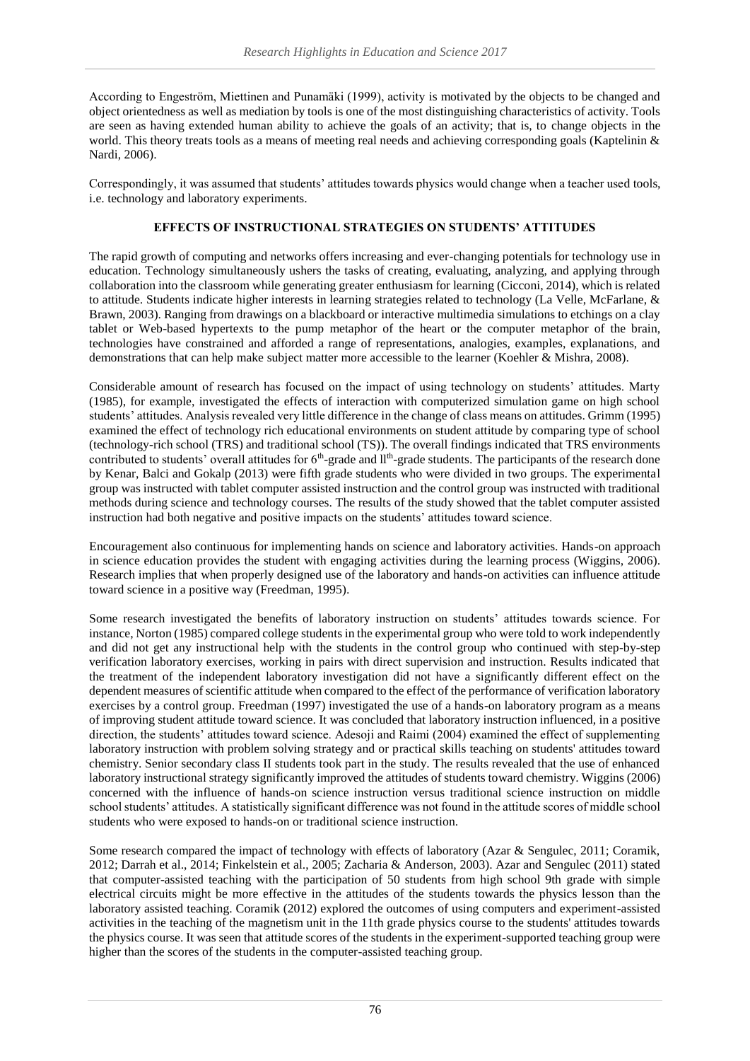According to Engeström, Miettinen and Punamäki (1999), activity is motivated by the objects to be changed and object orientedness as well as mediation by tools is one of the most distinguishing characteristics of activity. Tools are seen as having extended human ability to achieve the goals of an activity; that is, to change objects in the world. This theory treats tools as a means of meeting real needs and achieving corresponding goals (Kaptelinin & Nardi, 2006).

Correspondingly, it was assumed that students' attitudes towards physics would change when a teacher used tools, i.e. technology and laboratory experiments.

## EFFECTS OF INSTRUCTIONAL STRATEGIES ON STUDENTS' ATTITUDES

The rapid growth of computing and networks offers increasing and ever-changing potentials for technology use in education. Technology simultaneously ushers the tasks of creating, evaluating, analyzing, and applying through collaboration into the classroom while generating greater enthusiasm for learning (Cicconi, 2014), which is related to attitude. Students indicate higher interests in learning strategies related to technology (La Velle, McFarlane, & Brawn, 2003). Ranging from drawings on a blackboard or interactive multimedia simulations to etchings on a clay tablet or Web-based hypertexts to the pump metaphor of the heart or the computer metaphor of the brain, technologies have constrained and afforded a range of representations, analogies, examples, explanations, and demonstrations that can help make subject matter more accessible to the learner (Koehler & Mishra, 2008).

Considerable amount of research has focused on the impact of using technology on students' attitudes. Marty (1985), for example, investigated the effects of interaction with computerized simulation game on high school students' attitudes. Analysis revealed very little difference in the change of class means on attitudes. Grimm (1995) examined the effect of technology rich educational environments on student attitude by comparing type of school (technology-rich school (TRS) and traditional school (TS)). The overall findings indicated that TRS environments contributed to students' overall attitudes for 6th-grade and 11th-grade students. The participants of the research done by Kenar, Balci and Gokalp (2013) were fifth grade students who were divided in two groups. The experimental group was instructed with tablet computer assisted instruction and the control group was instructed with traditional methods during science and technology courses. The results of the study showed that the tablet computer assisted instruction had both negative and positive impacts on the students' attitudes toward science.

Encouragement also continuous for implementing hands on science and laboratory activities. Hands-on approach in science education provides the student with engaging activities during the learning process (Wiggins, 2006). Research implies that when properly designed use of the laboratory and hands-on activities can influence attitude toward science in a positive way (Freedman, 1995).

Some research investigated the benefits of laboratory instruction on students' attitudes towards science. For instance, Norton (1985) compared college students in the experimental group who were told to work independently and did not get any instructional help with the students in the control group who continued with step-by-step verification laboratory exercises, working in pairs with direct supervision and instruction. Results indicated that the treatment of the independent laboratory investigation did not have a significantly different effect on the dependent measures of scientific attitude when compared to the effect of the performance of verification laboratory exercises by a control group. Freedman (1997) investigated the use of a hands-on laboratory program as a means of improving student attitude toward science. It was concluded that laboratory instruction influenced, in a positive direction, the students' attitudes toward science. Adesoji and Raimi (2004) examined the effect of supplementing laboratory instruction with problem solving strategy and or practical skills teaching on students' attitudes toward chemistry. Senior secondary class II students took part in the study. The results revealed that the use of enhanced laboratory instructional strategy significantly improved the attitudes of students toward chemistry. Wiggins (2006) concerned with the influence of hands-on science instruction versus traditional science instruction on middle school students' attitudes. A statistically significant difference was not found in the attitude scores of middle school students who were exposed to hands-on or traditional science instruction.

Some research compared the impact of technology with effects of laboratory (Azar & Sengulec, 2011; Coramik, 2012; Darrah et al., 2014; Finkelstein et al., 2005; Zacharia & Anderson, 2003). Azar and Sengulec (2011) stated that computer-assisted teaching with the participation of 50 students from high school 9th grade with simple electrical circuits might be more effective in the attitudes of the students towards the physics lesson than the laboratory assisted teaching. Coramik (2012) explored the outcomes of using computers and experiment-assisted activities in the teaching of the magnetism unit in the 11th grade physics course to the students' attitudes towards the physics course. It was seen that attitude scores of the students in the experiment-supported teaching group were higher than the scores of the students in the computer-assisted teaching group.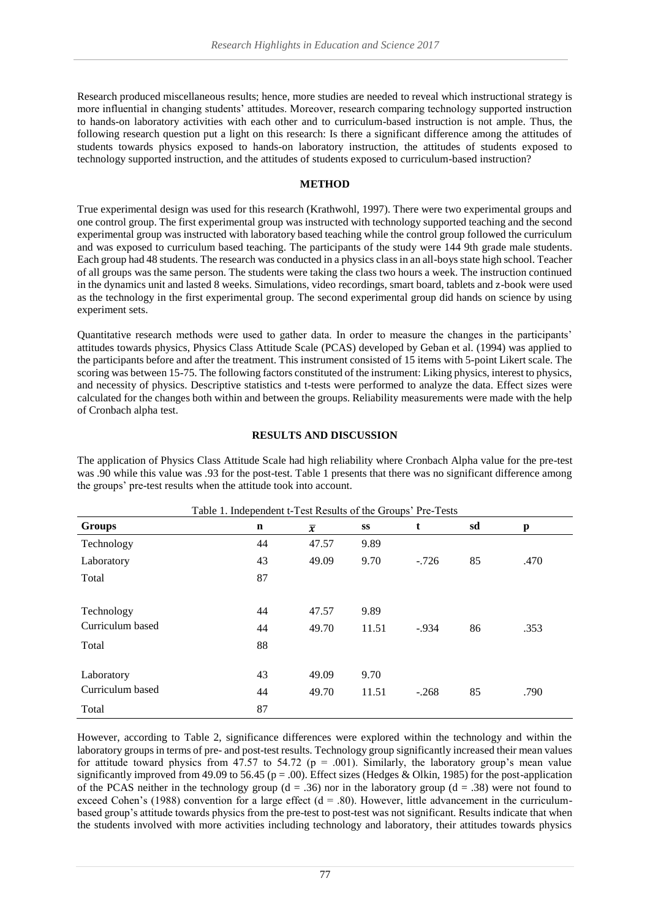Research produced miscellaneous results; hence, more studies are needed to reveal which instructional strategy is more influential in changing students' attitudes. Moreover, research comparing technology supported instruction to hands-on laboratory activities with each other and to curriculum-based instruction is not ample. Thus, the following research question put a light on this research: Is there a significant difference among the attitudes of students towards physics exposed to hands-on laboratory instruction, the attitudes of students exposed to technology supported instruction, and the attitudes of students exposed to curriculum-based instruction?

## METHOD

True experimental design was used for this research (Krathwohl, 1997). There were two experimental groups and one control group. The first experimental group was instructed with technology supported teaching and the second experimental group was instructed with laboratory based teaching while the control group followed the curriculum and was exposed to curriculum based teaching. The participants of the study were 144 9th grade male students. Each group had 48 students. The research was conducted in a physics class in an all-boys state high school. Teacher of all groups was the same person. The students were taking the class two hours a week. The instruction continued in the dynamics unit and lasted 8 weeks. Simulations, video recordings, smart board, tablets and z-book were used as the technology in the first experimental group. The second experimental group did hands on science by using experiment sets.

Quantitative research methods were used to gather data. In order to measure the changes in the participants' attitudes towards physics, Physics Class Attitude Scale (PCAS) developed by Geban et al. (1994) was applied to the participants before and after the treatment. This instrument consisted of 15 items with 5-point Likert scale. The scoring was between 15-75. The following factors constituted of the instrument: Liking physics, interest to physics, and necessity of physics. Descriptive statistics and t-tests were performed to analyze the data. Effect sizes were calculated for the changes both within and between the groups. Reliability measurements were made with the help of Cronbach alpha test.

## RESULTS AND DISCUSSION

The application of Physics Class Attitude Scale had high reliability where Cronbach Alpha value for the pre-test was .90 while this value was .93 for the post-test. Table 1 presents that there was no significant difference among the groups' pre-test results when the attitude took into account.

Table 1. Independent t-Test Results of the Groups' Pre-Tests

| Groups | n | $\bar{x}$ | ss | t | sd | p |
|---|---|---|---|---|---|---|
| Technology | 44 | 47.57 | 9.89 | | | |
| Laboratory | 43 | 49.09 | 9.70 | -.726 | 85 | .470 |
| Total | 87 | | | | | |
| Technology | 44 | 47.57 | 9.89 | | | |
| Curriculum based | 44 | 49.70 | 11.51 | -.934 | 86 | .353 |
| Total | 88 | | | | | |
| Laboratory | 43 | 49.09 | 9.70 | | | |
| Curriculum based | 44 | 49.70 | 11.51 | -.268 | 85 | .790 |
| Total | 87 | | | | | |

However, according to Table 2, significance differences were explored within the technology and within the laboratory groups in terms of pre- and post-test results. Technology group significantly increased their mean values for attitude toward physics from 47.57 to 54.72 ($p = .001$). Similarly, the laboratory group's mean value significantly improved from 49.09 to 56.45 ($p = .00$). Effect sizes (Hedges & Olkin, 1985) for the post-application of the PCAS neither in the technology group ($d = .36$) nor in the laboratory group ($d = .38$) were not found to exceed Cohen's (1988) convention for a large effect ($d = .80$). However, little advancement in the curriculum-based group's attitude towards physics from the pre-test to post-test was not significant. Results indicate that when the students involved with more activities including technology and laboratory, their attitudes towards physics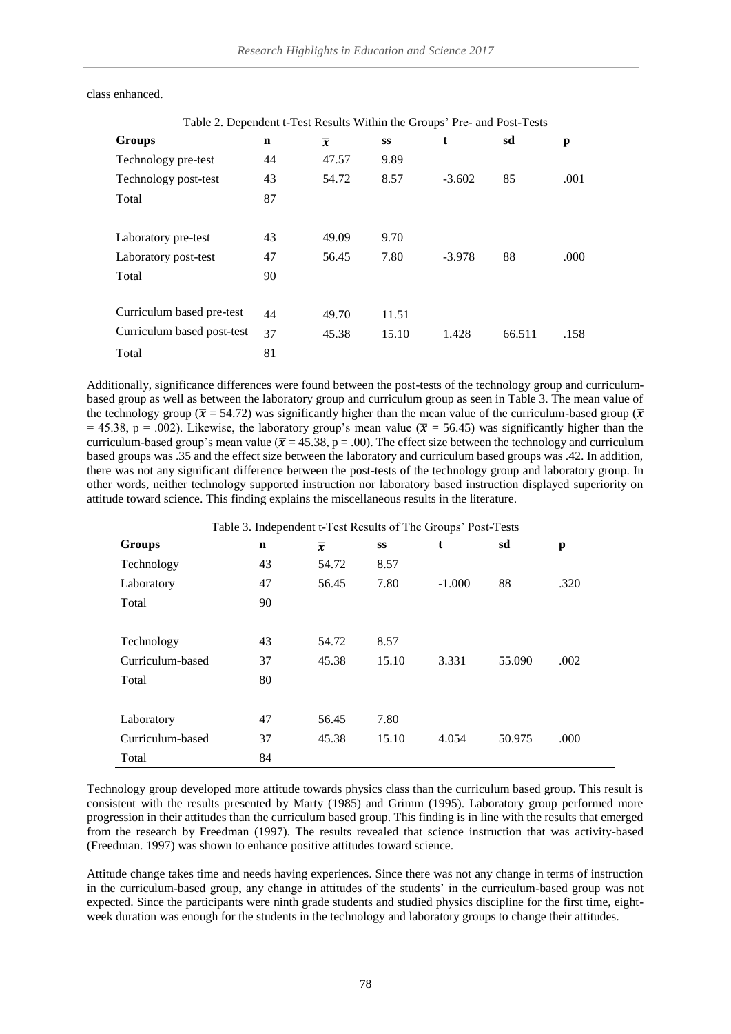class enhanced.

Table 2. Dependent t-Test Results Within the Groups' Pre- and Post-Tests

| Groups | n | $\bar{x}$ | ss | t | sd | p |
|---|---|---|---|---|---|---|
| Technology pre-test | 44 | 47.57 | 9.89 | | | |
| Technology post-test | 43 | 54.72 | 8.57 | -3.602 | 85 | .001 |
| Total | 87 | | | | | |
| Laboratory pre-test | 43 | 49.09 | 9.70 | | | |
| Laboratory post-test | 47 | 56.45 | 7.80 | -3.978 | 88 | .000 |
| Total | 90 | | | | | |
| Curriculum based pre-test | 44 | 49.70 | 11.51 | | | |
| Curriculum based post-test | 37 | 45.38 | 15.10 | 1.428 | 66.511 | .158 |
| Total | 81 | | | | | |

Additionally, significance differences were found between the post-tests of the technology group and curriculum-based group as well as between the laboratory group and curriculum group as seen in Table 3. The mean value of the technology group ($\bar{x}$ = 54.72) was significantly higher than the mean value of the curriculum-based group ($\bar{x}$ = 45.38, p = .002). Likewise, the laboratory group's mean value ($\bar{x}$ = 56.45) was significantly higher than the curriculum-based group's mean value ($\bar{x}$ = 45.38, p = .00). The effect size between the technology and curriculum based groups was .35 and the effect size between the laboratory and curriculum based groups was .42. In addition, there was not any significant difference between the post-tests of the technology group and laboratory group. In other words, neither technology supported instruction nor laboratory based instruction displayed superiority on attitude toward science. This finding explains the miscellaneous results in the literature.

Table 3. Independent t-Test Results of The Groups' Post-Tests

| Groups | n | $\bar{x}$ | ss | t | sd | p |
|---|---|---|---|---|---|---|
| Technology | 43 | 54.72 | 8.57 | | | |
| Laboratory | 47 | 56.45 | 7.80 | -1.000 | 88 | .320 |
| Total | 90 | | | | | |
| Technology | 43 | 54.72 | 8.57 | | | |
| Curriculum-based | 37 | 45.38 | 15.10 | 3.331 | 55.090 | .002 |
| Total | 80 | | | | | |
| Laboratory | 47 | 56.45 | 7.80 | | | |
| Curriculum-based | 37 | 45.38 | 15.10 | 4.054 | 50.975 | .000 |
| Total | 84 | | | | | |

Technology group developed more attitude towards physics class than the curriculum based group. This result is consistent with the results presented by Marty (1985) and Grimm (1995). Laboratory group performed more progression in their attitudes than the curriculum based group. This finding is in line with the results that emerged from the research by Freedman (1997). The results revealed that science instruction that was activity-based (Freedman. 1997) was shown to enhance positive attitudes toward science.

Attitude change takes time and needs having experiences. Since there was not any change in terms of instruction in the curriculum-based group, any change in attitudes of the students' in the curriculum-based group was not expected. Since the participants were ninth grade students and studied physics discipline for the first time, eight-week duration was enough for the students in the technology and laboratory groups to change their attitudes.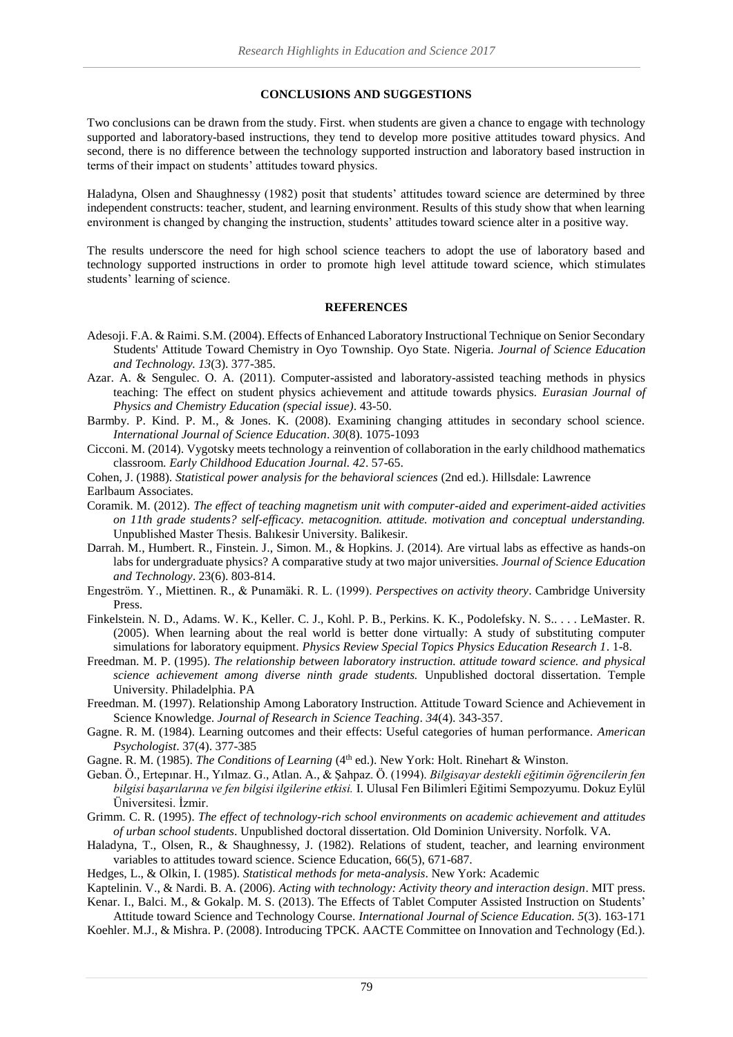## CONCLUSIONS AND SUGGESTIONS

Two conclusions can be drawn from the study. First. when students are given a chance to engage with technology supported and laboratory-based instructions, they tend to develop more positive attitudes toward physics. And second, there is no difference between the technology supported instruction and laboratory based instruction in terms of their impact on students' attitudes toward physics.

Haladyna, Olsen and Shaughnessy (1982) posit that students' attitudes toward science are determined by three independent constructs: teacher, student, and learning environment. Results of this study show that when learning environment is changed by changing the instruction, students' attitudes toward science alter in a positive way.

The results underscore the need for high school science teachers to adopt the use of laboratory based and technology supported instructions in order to promote high level attitude toward science, which stimulates students' learning of science.

## REFERENCES

Adesoji. F.A. & Raimi. S.M. (2004). Effects of Enhanced Laboratory Instructional Technique on Senior Secondary Students' Attitude Toward Chemistry in Oyo Township. Oyo State. Nigeria. *Journal of Science Education and Technology. 13*(3). 377-385.

Azar. A. & Sengulec. O. A. (2011). Computer-assisted and laboratory-assisted teaching methods in physics teaching: The effect on student physics achievement and attitude towards physics. *Eurasian Journal of Physics and Chemistry Education (special issue)*. 43-50.

Barmby. P. Kind. P. M., & Jones. K. (2008). Examining changing attitudes in secondary school science. *International Journal of Science Education*. *30*(8). 1075-1093

Cicconi. M. (2014). Vygotsky meets technology a reinvention of collaboration in the early childhood mathematics classroom. *Early Childhood Education Journal. 42*. 57-65.

Cohen, J. (1988). *Statistical power analysis for the behavioral sciences* (2nd ed.). Hillsdale: Lawrence Earlbaum Associates.

Coramik. M. (2012). *The effect of teaching magnetism unit with computer-aided and experiment-aided activities on 11th grade students? self-efficacy. metacognition. attitude. motivation and conceptual understanding.* Unpublished Master Thesis. Balıkesir University. Balikesir.

Darrah. M., Humbert. R., Finstein. J., Simon. M., & Hopkins. J. (2014). Are virtual labs as effective as hands-on labs for undergraduate physics? A comparative study at two major universities. *Journal of Science Education and Technology*. 23(6). 803-814.

Engeström. Y., Miettinen. R., & Punamäki. R. L. (1999). *Perspectives on activity theory*. Cambridge University Press.

Finkelstein. N. D., Adams. W. K., Keller. C. J., Kohl. P. B., Perkins. K. K., Podolefsky. N. S.. . . . LeMaster. R. (2005). When learning about the real world is better done virtually: A study of substituting computer simulations for laboratory equipment. *Physics Review Special Topics Physics Education Research 1*. 1-8.

Freedman. M. P. (1995). *The relationship between laboratory instruction. attitude toward science. and physical science achievement among diverse ninth grade students.* Unpublished doctoral dissertation. Temple University. Philadelphia. PA

Freedman. M. (1997). Relationship Among Laboratory Instruction. Attitude Toward Science and Achievement in Science Knowledge. *Journal of Research in Science Teaching*. *34*(4). 343-357.

Gagne. R. M. (1984). Learning outcomes and their effects: Useful categories of human performance. *American Psychologist*. 37(4). 377-385

Gagne. R. M. (1985). *The Conditions of Learning* (4th ed.). New York: Holt. Rinehart & Winston.

Geban. Ö., Ertepınar. H., Yılmaz. G., Atlan. A., & Şahpaz. Ö. (1994). *Bilgisayar destekli eğitimin öğrencilerin fen bilgisi başarılarına ve fen bilgisi ilgilerine etkisi.* I. Ulusal Fen Bilimleri Eğitimi Sempozyumu. Dokuz Eylül Üniversitesi. İzmir.

Grimm. C. R. (1995). *The effect of technology-rich school environments on academic achievement and attitudes of urban school students*. Unpublished doctoral dissertation. Old Dominion University. Norfolk. VA.

Haladyna, T., Olsen, R., & Shaughnessy, J. (1982). Relations of student, teacher, and learning environment variables to attitudes toward science. Science Education, 66(5), 671-687.

Hedges, L., & Olkin, I. (1985). *Statistical methods for meta-analysis*. New York: Academic

Kaptelinin. V., & Nardi. B. A. (2006). *Acting with technology: Activity theory and interaction design*. MIT press.

Kenar. I., Balci. M., & Gokalp. M. S. (2013). The Effects of Tablet Computer Assisted Instruction on Students' Attitude toward Science and Technology Course. *International Journal of Science Education. 5*(3). 163-171

Koehler. M.J., & Mishra. P. (2008). Introducing TPCK. AACTE Committee on Innovation and Technology (Ed.).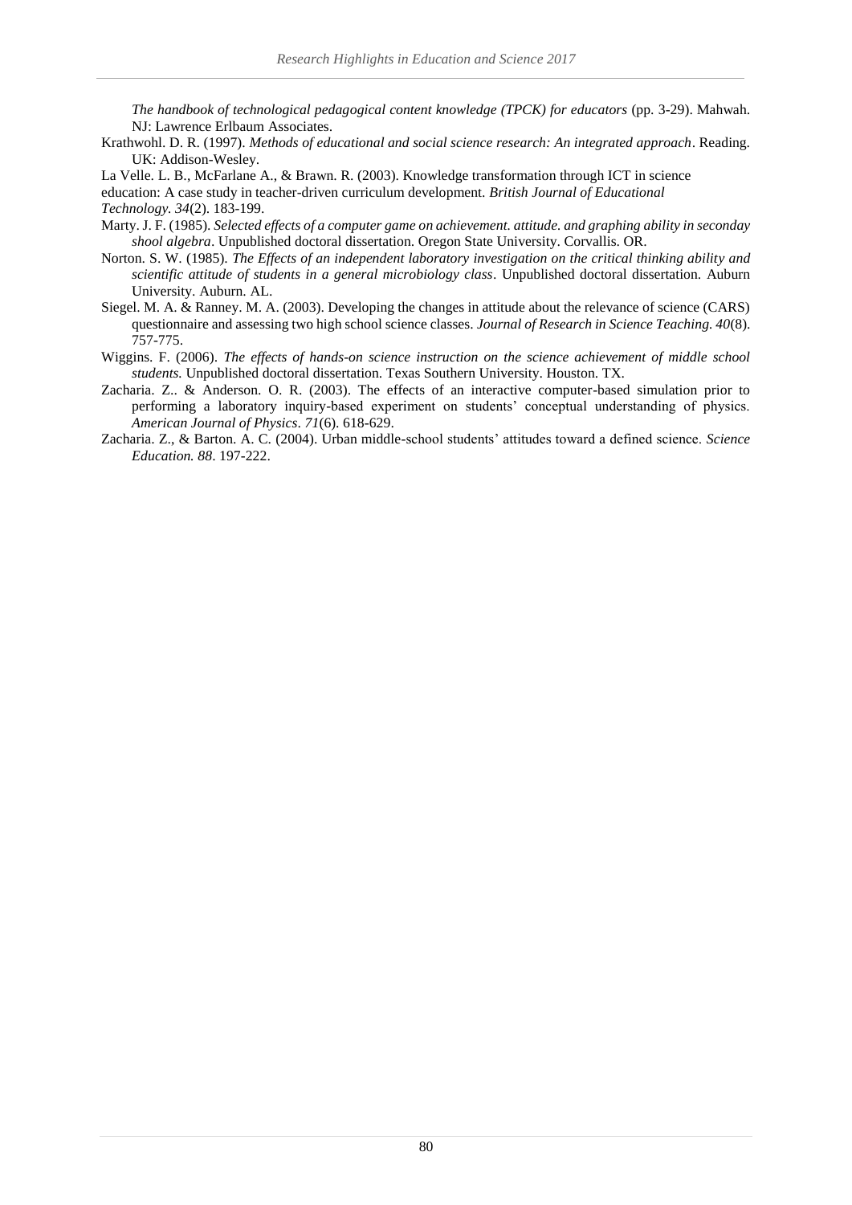*The handbook of technological pedagogical content knowledge (TPCK) for educators* (pp. 3-29). Mahwah. NJ: Lawrence Erlbaum Associates.

Krathwohl. D. R. (1997). *Methods of educational and social science research: An integrated approach*. Reading. UK: Addison-Wesley.

La Velle. L. B., McFarlane A., & Brawn. R. (2003). Knowledge transformation through ICT in science education: A case study in teacher-driven curriculum development. *British Journal of Educational Technology. 34*(2). 183-199.

Marty. J. F. (1985). *Selected effects of a computer game on achievement. attitude. and graphing ability in seconday shool algebra*. Unpublished doctoral dissertation. Oregon State University. Corvallis. OR.

Norton. S. W. (1985). *The Effects of an independent laboratory investigation on the critical thinking ability and scientific attitude of students in a general microbiology class*. Unpublished doctoral dissertation. Auburn University. Auburn. AL.

Siegel. M. A. & Ranney. M. A. (2003). Developing the changes in attitude about the relevance of science (CARS) questionnaire and assessing two high school science classes. *Journal of Research in Science Teaching. 40*(8). 757-775.

Wiggins. F. (2006). *The effects of hands-on science instruction on the science achievement of middle school students.* Unpublished doctoral dissertation. Texas Southern University. Houston. TX.

Zacharia. Z.. & Anderson. O. R. (2003). The effects of an interactive computer-based simulation prior to performing a laboratory inquiry-based experiment on students' conceptual understanding of physics. *American Journal of Physics*. *71*(6). 618-629.

Zacharia. Z., & Barton. A. C. (2004). Urban middle-school students' attitudes toward a defined science. *Science Education. 88*. 197-222.